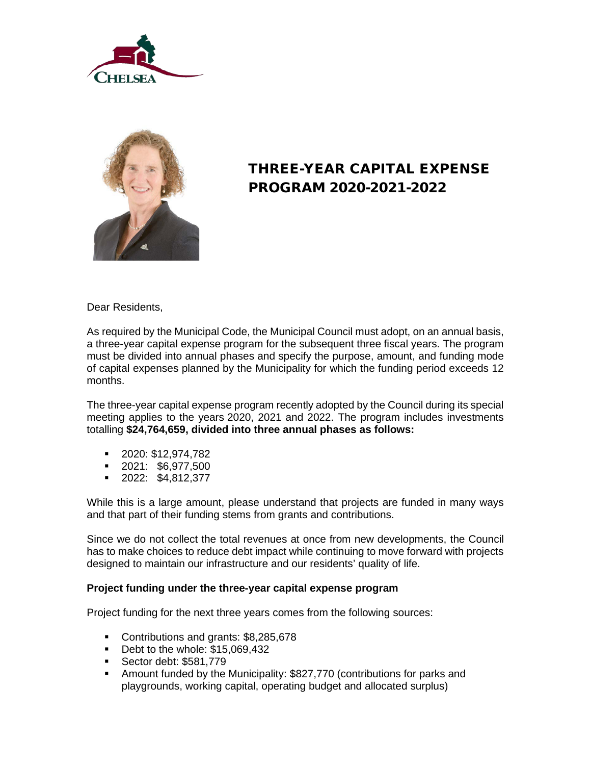# THREE-YEAR CAPITAL EXPENSE PROGRAM 2020-2021-2022

Dear Residents,

As required by the Municipal Code, the Municipal Council must adopt, on an annual basis, a three-year capital expense program for the subsequent three fiscal years. The program must be divided into annual phases and specify the purpose, amount, and funding mode of capital expenses planned by the Municipality for which the funding period exceeds 12 months.

The three-year capital expense program recently adopted by the Council during its special meeting applies to the years 2020, 2021 and 2022. The program includes investments totalling **$24,764,659, divided into three annual phases as follows:**

- 2020: $12,974,782
- 2021: $6,977,500
- 2022: $4,812,377

While this is a large amount, please understand that projects are funded in many ways and that part of their funding stems from grants and contributions.

Since we do not collect the total revenues at once from new developments, the Council has to make choices to reduce debt impact while continuing to move forward with projects designed to maintain our infrastructure and our residents' quality of life.

**Project funding under the three-year capital expense program**

Project funding for the next three years comes from the following sources:

- Contributions and grants: $8,285,678
- Debt to the whole: $15,069,432
- Sector debt: $581,779
- Amount funded by the Municipality: $827,770 (contributions for parks and playgrounds, working capital, operating budget and allocated surplus)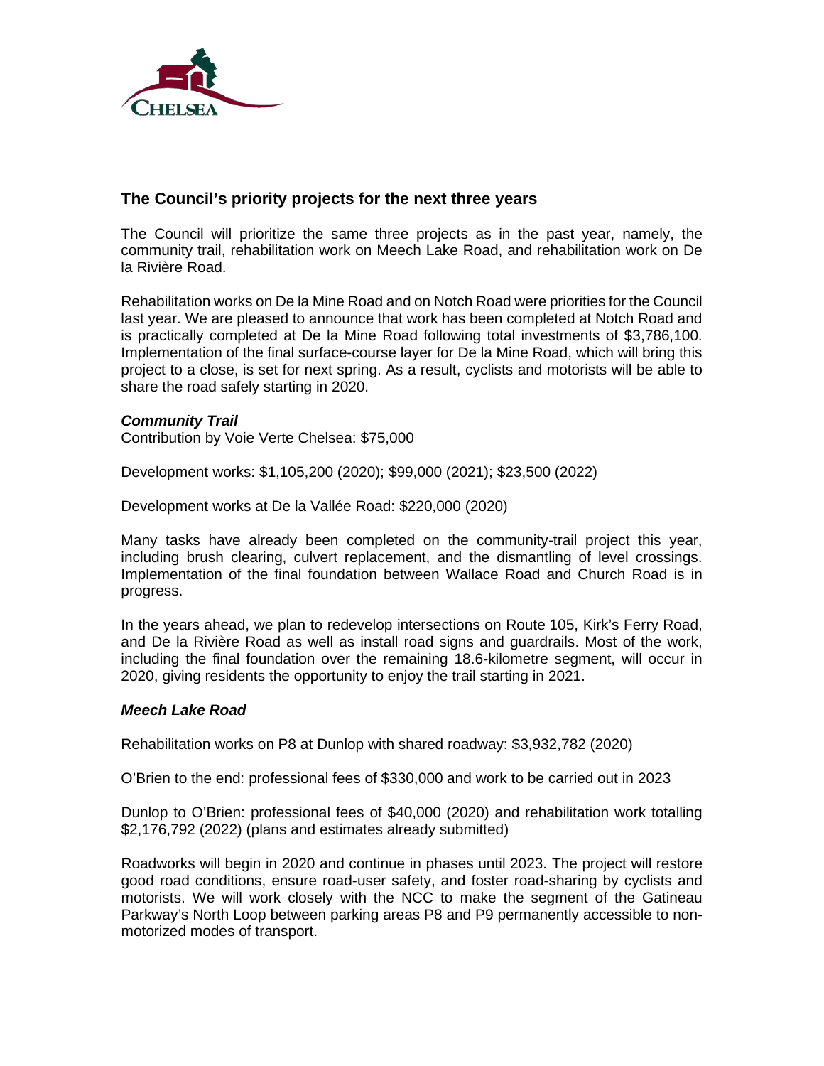## The Council's priority projects for the next three years

The Council will prioritize the same three projects as in the past year, namely, the community trail, rehabilitation work on Meech Lake Road, and rehabilitation work on De la Rivière Road.

Rehabilitation works on De la Mine Road and on Notch Road were priorities for the Council last year. We are pleased to announce that work has been completed at Notch Road and is practically completed at De la Mine Road following total investments of $3,786,100. Implementation of the final surface-course layer for De la Mine Road, which will bring this project to a close, is set for next spring. As a result, cyclists and motorists will be able to share the road safely starting in 2020.

### *Community Trail*

Contribution by Voie Verte Chelsea: $75,000

Development works: $1,105,200 (2020); $99,000 (2021); $23,500 (2022)

Development works at De la Vallée Road: $220,000 (2020)

Many tasks have already been completed on the community-trail project this year, including brush clearing, culvert replacement, and the dismantling of level crossings. Implementation of the final foundation between Wallace Road and Church Road is in progress.

In the years ahead, we plan to redevelop intersections on Route 105, Kirk's Ferry Road, and De la Rivière Road as well as install road signs and guardrails. Most of the work, including the final foundation over the remaining 18.6-kilometre segment, will occur in 2020, giving residents the opportunity to enjoy the trail starting in 2021.

### *Meech Lake Road*

Rehabilitation works on P8 at Dunlop with shared roadway: $3,932,782 (2020)

O'Brien to the end: professional fees of $330,000 and work to be carried out in 2023

Dunlop to O'Brien: professional fees of $40,000 (2020) and rehabilitation work totalling $2,176,792 (2022) (plans and estimates already submitted)

Roadworks will begin in 2020 and continue in phases until 2023. The project will restore good road conditions, ensure road-user safety, and foster road-sharing by cyclists and motorists. We will work closely with the NCC to make the segment of the Gatineau Parkway's North Loop between parking areas P8 and P9 permanently accessible to non-motorized modes of transport.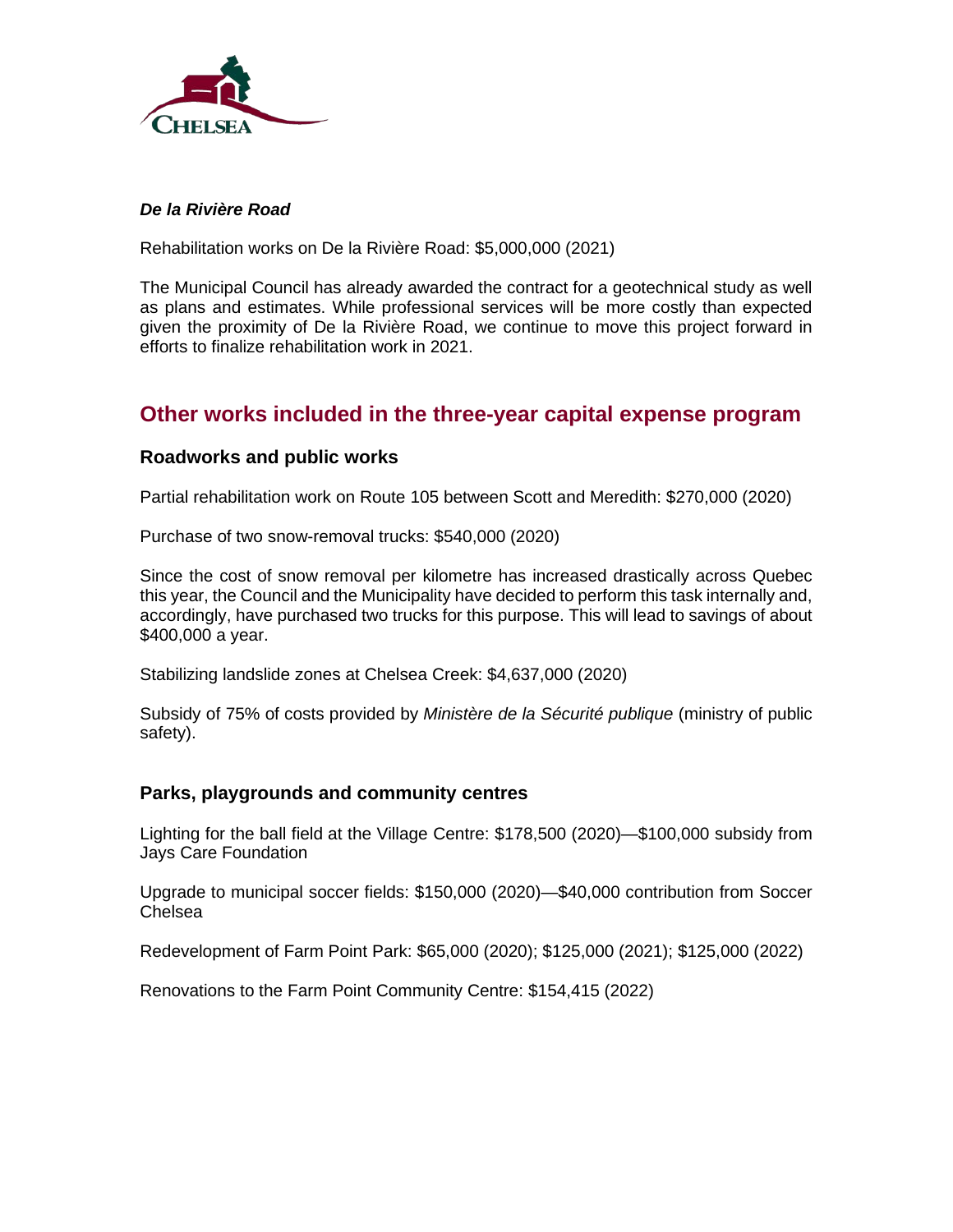***De la Rivière Road***

Rehabilitation works on De la Rivière Road: $5,000,000 (2021)

The Municipal Council has already awarded the contract for a geotechnical study as well as plans and estimates. While professional services will be more costly than expected given the proximity of De la Rivière Road, we continue to move this project forward in efforts to finalize rehabilitation work in 2021.

## Other works included in the three-year capital expense program

### Roadworks and public works

Partial rehabilitation work on Route 105 between Scott and Meredith: $270,000 (2020)

Purchase of two snow-removal trucks: $540,000 (2020)

Since the cost of snow removal per kilometre has increased drastically across Quebec this year, the Council and the Municipality have decided to perform this task internally and, accordingly, have purchased two trucks for this purpose. This will lead to savings of about $400,000 a year.

Stabilizing landslide zones at Chelsea Creek: $4,637,000 (2020)

Subsidy of 75% of costs provided by *Ministère de la Sécurité publique* (ministry of public safety).

### Parks, playgrounds and community centres

Lighting for the ball field at the Village Centre: $178,500 (2020)—$100,000 subsidy from Jays Care Foundation

Upgrade to municipal soccer fields: $150,000 (2020)—$40,000 contribution from Soccer Chelsea

Redevelopment of Farm Point Park: $65,000 (2020); $125,000 (2021); $125,000 (2022)

Renovations to the Farm Point Community Centre: $154,415 (2022)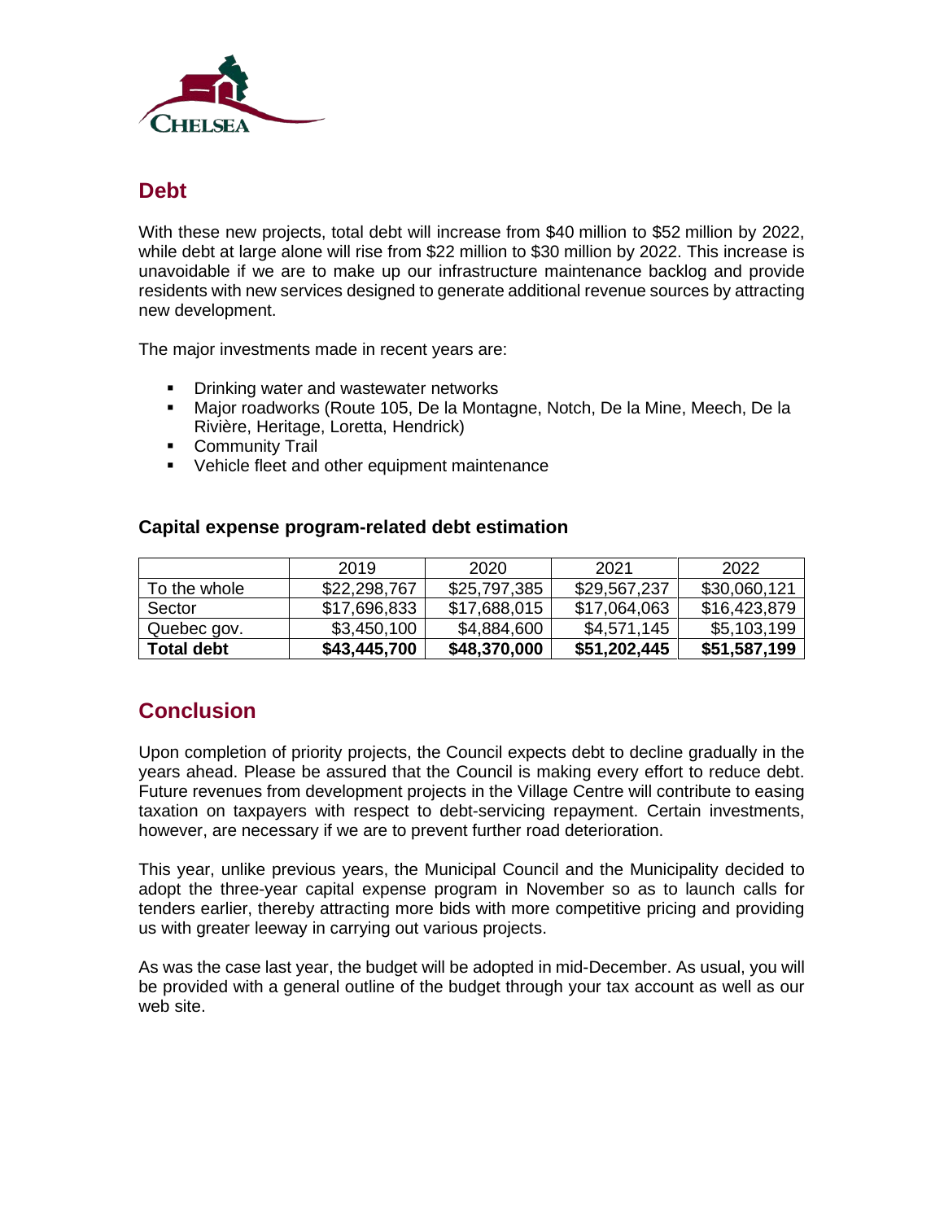## Debt

With these new projects, total debt will increase from $40 million to $52 million by 2022, while debt at large alone will rise from $22 million to $30 million by 2022. This increase is unavoidable if we are to make up our infrastructure maintenance backlog and provide residents with new services designed to generate additional revenue sources by attracting new development.

The major investments made in recent years are:

- Drinking water and wastewater networks
- Major roadworks (Route 105, De la Montagne, Notch, De la Mine, Meech, De la Rivière, Heritage, Loretta, Hendrick)
- Community Trail
- Vehicle fleet and other equipment maintenance

### Capital expense program-related debt estimation

| | 2019 | 2020 | 2021 | 2022 |
|---|---|---|---|---|
| To the whole | $22,298,767 | $25,797,385 | $29,567,237 | $30,060,121 |
| Sector | $17,696,833 | $17,688,015 | $17,064,063 | $16,423,879 |
| Quebec gov. | $3,450,100 | $4,884,600 | $4,571,145 | $5,103,199 |
| **Total debt** | **$43,445,700** | **$48,370,000** | **$51,202,445** | **$51,587,199** |

## Conclusion

Upon completion of priority projects, the Council expects debt to decline gradually in the years ahead. Please be assured that the Council is making every effort to reduce debt. Future revenues from development projects in the Village Centre will contribute to easing taxation on taxpayers with respect to debt-servicing repayment. Certain investments, however, are necessary if we are to prevent further road deterioration.

This year, unlike previous years, the Municipal Council and the Municipality decided to adopt the three-year capital expense program in November so as to launch calls for tenders earlier, thereby attracting more bids with more competitive pricing and providing us with greater leeway in carrying out various projects.

As was the case last year, the budget will be adopted in mid-December. As usual, you will be provided with a general outline of the budget through your tax account as well as our web site.